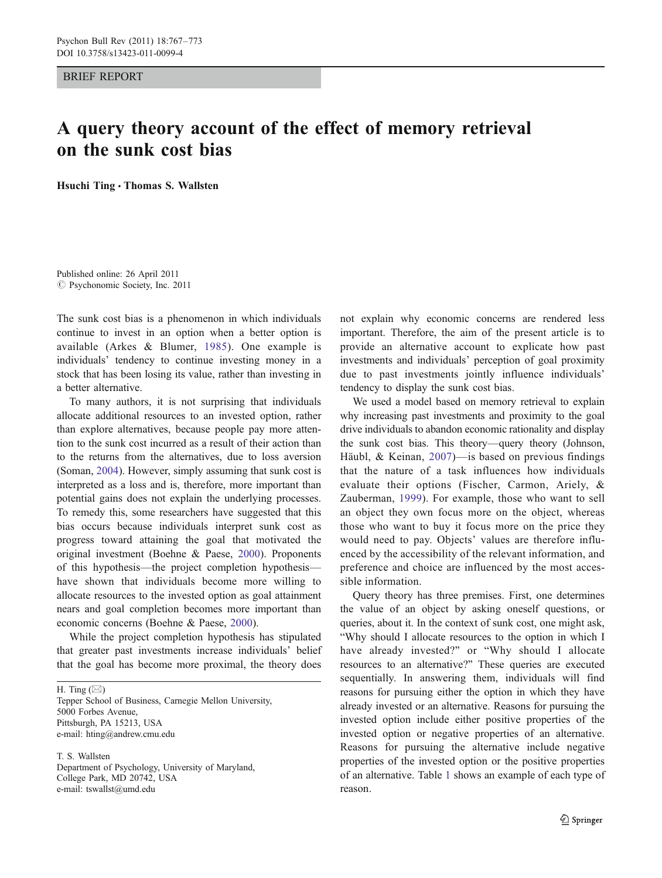BRIEF REPORT

# A query theory account of the effect of memory retrieval on the sunk cost bias

**Hsuchi Ting · Thomas S. Wallsten**

Published online: 26 April 2011
© Psychonomic Society, Inc. 2011

The sunk cost bias is a phenomenon in which individuals continue to invest in an option when a better option is available (Arkes & Blumer, 1985). One example is individuals' tendency to continue investing money in a stock that has been losing its value, rather than investing in a better alternative.

To many authors, it is not surprising that individuals allocate additional resources to an invested option, rather than explore alternatives, because people pay more attention to the sunk cost incurred as a result of their action than to the returns from the alternatives, due to loss aversion (Soman, 2004). However, simply assuming that sunk cost is interpreted as a loss and is, therefore, more important than potential gains does not explain the underlying processes. To remedy this, some researchers have suggested that this bias occurs because individuals interpret sunk cost as progress toward attaining the goal that motivated the original investment (Boehne & Paese, 2000). Proponents of this hypothesis—the project completion hypothesis—have shown that individuals become more willing to allocate resources to the invested option as goal attainment nears and goal completion becomes more important than economic concerns (Boehne & Paese, 2000).

While the project completion hypothesis has stipulated that greater past investments increase individuals' belief that the goal has become more proximal, the theory does not explain why economic concerns are rendered less important. Therefore, the aim of the present article is to provide an alternative account to explicate how past investments and individuals' perception of goal proximity due to past investments jointly influence individuals' tendency to display the sunk cost bias.

We used a model based on memory retrieval to explain why increasing past investments and proximity to the goal drive individuals to abandon economic rationality and display the sunk cost bias. This theory—query theory (Johnson, Häubl, & Keinan, 2007)—is based on previous findings that the nature of a task influences how individuals evaluate their options (Fischer, Carmon, Ariely, & Zauberman, 1999). For example, those who want to sell an object they own focus more on the object, whereas those who want to buy it focus more on the price they would need to pay. Objects' values are therefore influenced by the accessibility of the relevant information, and preference and choice are influenced by the most accessible information.

Query theory has three premises. First, one determines the value of an object by asking oneself questions, or queries, about it. In the context of sunk cost, one might ask, "Why should I allocate resources to the option in which I have already invested?" or "Why should I allocate resources to an alternative?" These queries are executed sequentially. In answering them, individuals will find reasons for pursuing either the option in which they have already invested or an alternative. Reasons for pursuing the invested option include either positive properties of the invested option or negative properties of an alternative. Reasons for pursuing the alternative include negative properties of the invested option or the positive properties of an alternative. Table 1 shows an example of each type of reason.

H. Ting (✉)
Tepper School of Business, Carnegie Mellon University,
5000 Forbes Avenue,
Pittsburgh, PA 15213, USA
e-mail: hting@andrew.cmu.edu

T. S. Wallsten
Department of Psychology, University of Maryland,
College Park, MD 20742, USA
e-mail: tswallst@umd.edu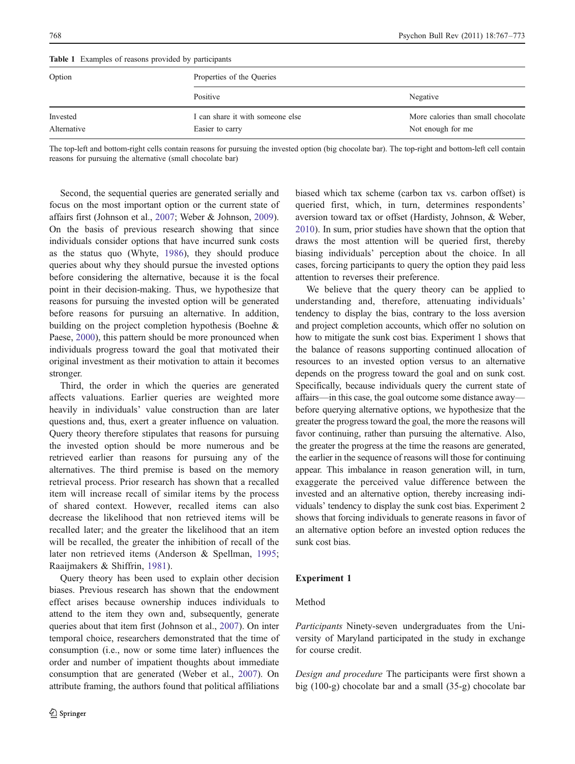**Table 1** Examples of reasons provided by participants

| Option | Properties of the Queries | |
|---|---|---|
| | Positive | Negative |
| Invested | I can share it with someone else | More calories than small chocolate |
| Alternative | Easier to carry | Not enough for me |

The top-left and bottom-right cells contain reasons for pursuing the invested option (big chocolate bar). The top-right and bottom-left cell contain reasons for pursuing the alternative (small chocolate bar)

Second, the sequential queries are generated serially and focus on the most important option or the current state of affairs first (Johnson et al., 2007; Weber & Johnson, 2009). On the basis of previous research showing that since individuals consider options that have incurred sunk costs as the status quo (Whyte, 1986), they should produce queries about why they should pursue the invested options before considering the alternative, because it is the focal point in their decision-making. Thus, we hypothesize that reasons for pursuing the invested option will be generated before reasons for pursuing an alternative. In addition, building on the project completion hypothesis (Boehne & Paese, 2000), this pattern should be more pronounced when individuals progress toward the goal that motivated their original investment as their motivation to attain it becomes stronger.

Third, the order in which the queries are generated affects valuations. Earlier queries are weighted more heavily in individuals' value construction than are later questions and, thus, exert a greater influence on valuation. Query theory therefore stipulates that reasons for pursuing the invested option should be more numerous and be retrieved earlier than reasons for pursuing any of the alternatives. The third premise is based on the memory retrieval process. Prior research has shown that a recalled item will increase recall of similar items by the process of shared context. However, recalled items can also decrease the likelihood that non retrieved items will be recalled later; and the greater the likelihood that an item will be recalled, the greater the inhibition of recall of the later non retrieved items (Anderson & Spellman, 1995; Raaijmakers & Shiffrin, 1981).

Query theory has been used to explain other decision biases. Previous research has shown that the endowment effect arises because ownership induces individuals to attend to the item they own and, subsequently, generate queries about that item first (Johnson et al., 2007). On inter temporal choice, researchers demonstrated that the time of consumption (i.e., now or some time later) influences the order and number of impatient thoughts about immediate consumption that are generated (Weber et al., 2007). On attribute framing, the authors found that political affiliations biased which tax scheme (carbon tax vs. carbon offset) is queried first, which, in turn, determines respondents' aversion toward tax or offset (Hardisty, Johnson, & Weber, 2010). In sum, prior studies have shown that the option that draws the most attention will be queried first, thereby biasing individuals' perception about the choice. In all cases, forcing participants to query the option they paid less attention to reverses their preference.

We believe that the query theory can be applied to understanding and, therefore, attenuating individuals' tendency to display the bias, contrary to the loss aversion and project completion accounts, which offer no solution on how to mitigate the sunk cost bias. Experiment 1 shows that the balance of reasons supporting continued allocation of resources to an invested option versus to an alternative depends on the progress toward the goal and on sunk cost. Specifically, because individuals query the current state of affairs—in this case, the goal outcome some distance away—before querying alternative options, we hypothesize that the greater the progress toward the goal, the more the reasons will favor continuing, rather than pursuing the alternative. Also, the greater the progress at the time the reasons are generated, the earlier in the sequence of reasons will those for continuing appear. This imbalance in reason generation will, in turn, exaggerate the perceived value difference between the invested and an alternative option, thereby increasing individuals' tendency to display the sunk cost bias. Experiment 2 shows that forcing individuals to generate reasons in favor of an alternative option before an invested option reduces the sunk cost bias.

## Experiment 1

### Method

*Participants* Ninety-seven undergraduates from the University of Maryland participated in the study in exchange for course credit.

*Design and procedure* The participants were first shown a big (100-g) chocolate bar and a small (35-g) chocolate bar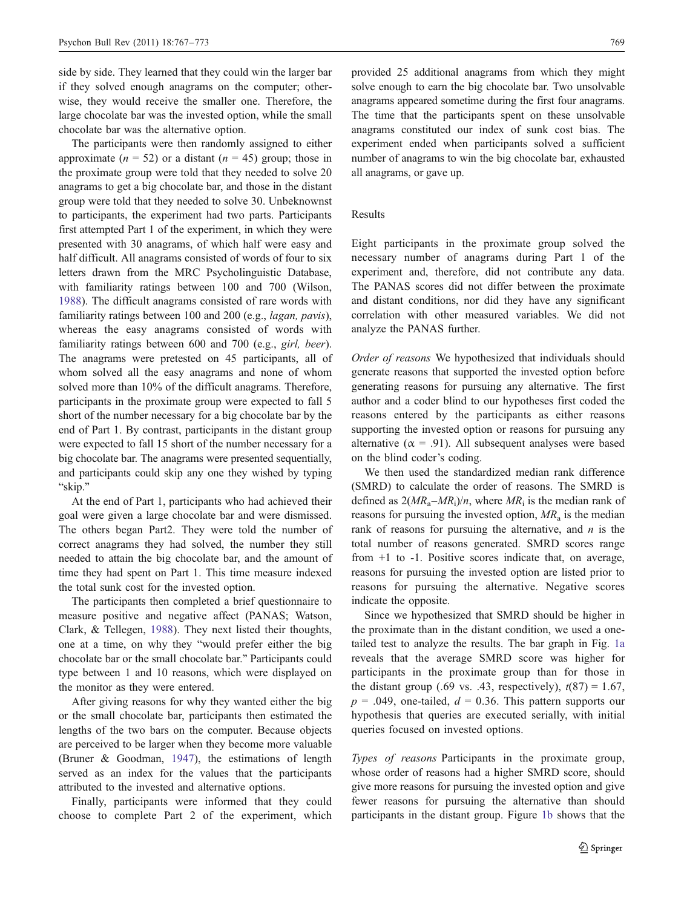side by side. They learned that they could win the larger bar if they solved enough anagrams on the computer; otherwise, they would receive the smaller one. Therefore, the large chocolate bar was the invested option, while the small chocolate bar was the alternative option.

The participants were then randomly assigned to either approximate ($n = 52$) or a distant ($n = 45$) group; those in the proximate group were told that they needed to solve 20 anagrams to get a big chocolate bar, and those in the distant group were told that they needed to solve 30. Unbeknownst to participants, the experiment had two parts. Participants first attempted Part 1 of the experiment, in which they were presented with 30 anagrams, of which half were easy and half difficult. All anagrams consisted of words of four to six letters drawn from the MRC Psycholinguistic Database, with familiarity ratings between 100 and 700 (Wilson, 1988). The difficult anagrams consisted of rare words with familiarity ratings between 100 and 200 (e.g., *lagan, pavis*), whereas the easy anagrams consisted of words with familiarity ratings between 600 and 700 (e.g., *girl, beer*). The anagrams were pretested on 45 participants, all of whom solved all the easy anagrams and none of whom solved more than 10% of the difficult anagrams. Therefore, participants in the proximate group were expected to fall 5 short of the number necessary for a big chocolate bar by the end of Part 1. By contrast, participants in the distant group were expected to fall 15 short of the number necessary for a big chocolate bar. The anagrams were presented sequentially, and participants could skip any one they wished by typing "skip."

At the end of Part 1, participants who had achieved their goal were given a large chocolate bar and were dismissed. The others began Part2. They were told the number of correct anagrams they had solved, the number they still needed to attain the big chocolate bar, and the amount of time they had spent on Part 1. This time measure indexed the total sunk cost for the invested option.

The participants then completed a brief questionnaire to measure positive and negative affect (PANAS; Watson, Clark, & Tellegen, 1988). They next listed their thoughts, one at a time, on why they "would prefer either the big chocolate bar or the small chocolate bar." Participants could type between 1 and 10 reasons, which were displayed on the monitor as they were entered.

After giving reasons for why they wanted either the big or the small chocolate bar, participants then estimated the lengths of the two bars on the computer. Because objects are perceived to be larger when they become more valuable (Bruner & Goodman, 1947), the estimations of length served as an index for the values that the participants attributed to the invested and alternative options.

Finally, participants were informed that they could choose to complete Part 2 of the experiment, which provided 25 additional anagrams from which they might solve enough to earn the big chocolate bar. Two unsolvable anagrams appeared sometime during the first four anagrams. The time that the participants spent on these unsolvable anagrams constituted our index of sunk cost bias. The experiment ended when participants solved a sufficient number of anagrams to win the big chocolate bar, exhausted all anagrams, or gave up.

## Results

Eight participants in the proximate group solved the necessary number of anagrams during Part 1 of the experiment and, therefore, did not contribute any data. The PANAS scores did not differ between the proximate and distant conditions, nor did they have any significant correlation with other measured variables. We did not analyze the PANAS further.

*Order of reasons* We hypothesized that individuals should generate reasons that supported the invested option before generating reasons for pursuing any alternative. The first author and a coder blind to our hypotheses first coded the reasons entered by the participants as either reasons supporting the invested option or reasons for pursuing any alternative ($\alpha = .91$). All subsequent analyses were based on the blind coder's coding.

We then used the standardized median rank difference (SMRD) to calculate the order of reasons. The SMRD is defined as $2(MR_a–MR_i)/n$, where $MR_i$ is the median rank of reasons for pursuing the invested option, $MR_a$ is the median rank of reasons for pursuing the alternative, and $n$ is the total number of reasons generated. SMRD scores range from +1 to -1. Positive scores indicate that, on average, reasons for pursuing the invested option are listed prior to reasons for pursuing the alternative. Negative scores indicate the opposite.

Since we hypothesized that SMRD should be higher in the proximate than in the distant condition, we used a one-tailed test to analyze the results. The bar graph in Fig. 1a reveals that the average SMRD score was higher for participants in the proximate group than for those in the distant group (.69 vs. .43, respectively), $t(87) = 1.67$, $p = .049$, one-tailed, $d = 0.36$. This pattern supports our hypothesis that queries are executed serially, with initial queries focused on invested options.

*Types of reasons* Participants in the proximate group, whose order of reasons had a higher SMRD score, should give more reasons for pursuing the invested option and give fewer reasons for pursuing the alternative than should participants in the distant group. Figure 1b shows that the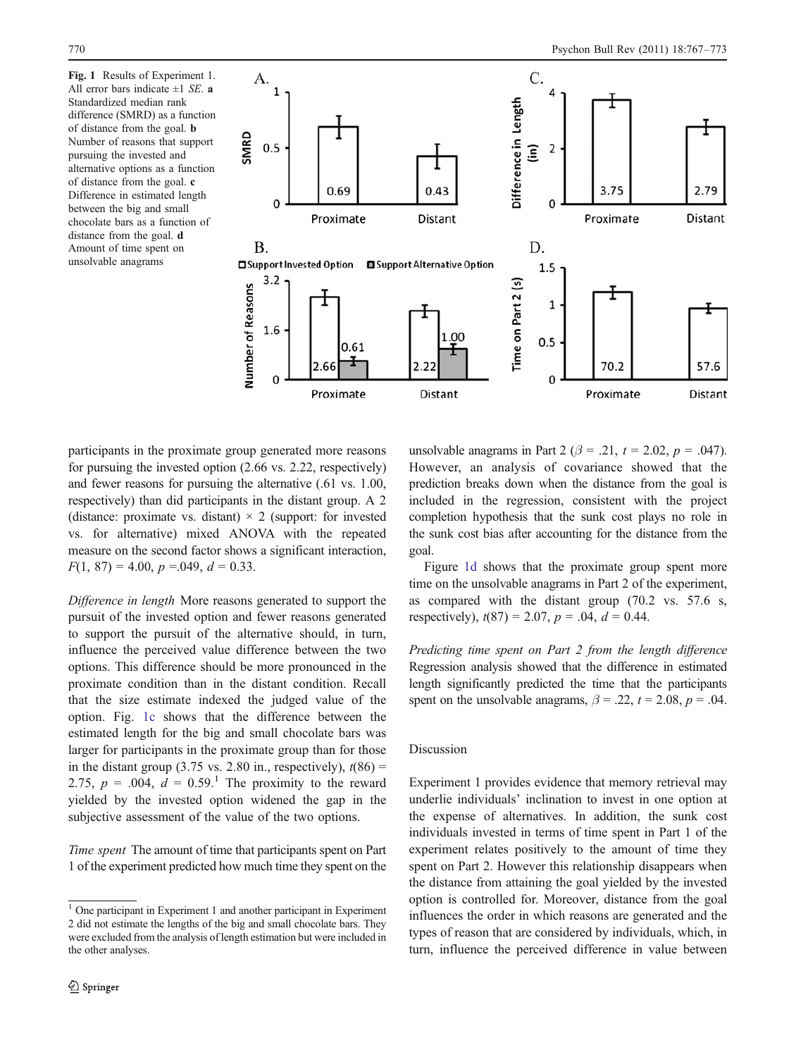Fig. 1 Results of Experiment 1. All error bars indicate ±1 *SE*. **a** Standardized median rank difference (SMRD) as a function of distance from the goal. **b** Number of reasons that support pursuing the invested and alternative options as a function of distance from the goal. **c** Difference in estimated length between the big and small chocolate bars as a function of distance from the goal. **d** Amount of time spent on unsolvable anagrams

participants in the proximate group generated more reasons for pursuing the invested option (2.66 vs. 2.22, respectively) and fewer reasons for pursuing the alternative (.61 vs. 1.00, respectively) than did participants in the distant group. A 2 (distance: proximate vs. distant) × 2 (support: for invested vs. for alternative) mixed ANOVA with the repeated measure on the second factor shows a significant interaction, $F(1, 87) = 4.00$, $p = .049$, $d = 0.33$.

*Difference in length* More reasons generated to support the pursuit of the invested option and fewer reasons generated to support the pursuit of the alternative should, in turn, influence the perceived value difference between the two options. This difference should be more pronounced in the proximate condition than in the distant condition. Recall that the size estimate indexed the judged value of the option. Fig. 1c shows that the difference between the estimated length for the big and small chocolate bars was larger for participants in the proximate group than for those in the distant group (3.75 vs. 2.80 in., respectively), $t(86) = 2.75$, $p = .004$, $d = 0.59$.[1] The proximity to the reward yielded by the invested option widened the gap in the subjective assessment of the value of the two options.

*Time spent* The amount of time that participants spent on Part 1 of the experiment predicted how much time they spent on the unsolvable anagrams in Part 2 ($\beta = .21$, $t = 2.02$, $p = .047$). However, an analysis of covariance showed that the prediction breaks down when the distance from the goal is included in the regression, consistent with the project completion hypothesis that the sunk cost plays no role in the sunk cost bias after accounting for the distance from the goal.

Figure 1d shows that the proximate group spent more time on the unsolvable anagrams in Part 2 of the experiment, as compared with the distant group (70.2 vs. 57.6 s, respectively), $t(87) = 2.07$, $p = .04$, $d = 0.44$.

*Predicting time spent on Part 2 from the length difference* Regression analysis showed that the difference in estimated length significantly predicted the time that the participants spent on the unsolvable anagrams, $\beta = .22$, $t = 2.08$, $p = .04$.

## Discussion

Experiment 1 provides evidence that memory retrieval may underlie individuals' inclination to invest in one option at the expense of alternatives. In addition, the sunk cost individuals invested in terms of time spent in Part 1 of the experiment relates positively to the amount of time they spent on Part 2. However this relationship disappears when the distance from attaining the goal yielded by the invested option is controlled for. Moreover, distance from the goal influences the order in which reasons are generated and the types of reason that are considered by individuals, which, in turn, influence the perceived difference in value between

[1] One participant in Experiment 1 and another participant in Experiment 2 did not estimate the lengths of the big and small chocolate bars. They were excluded from the analysis of length estimation but were included in the other analyses.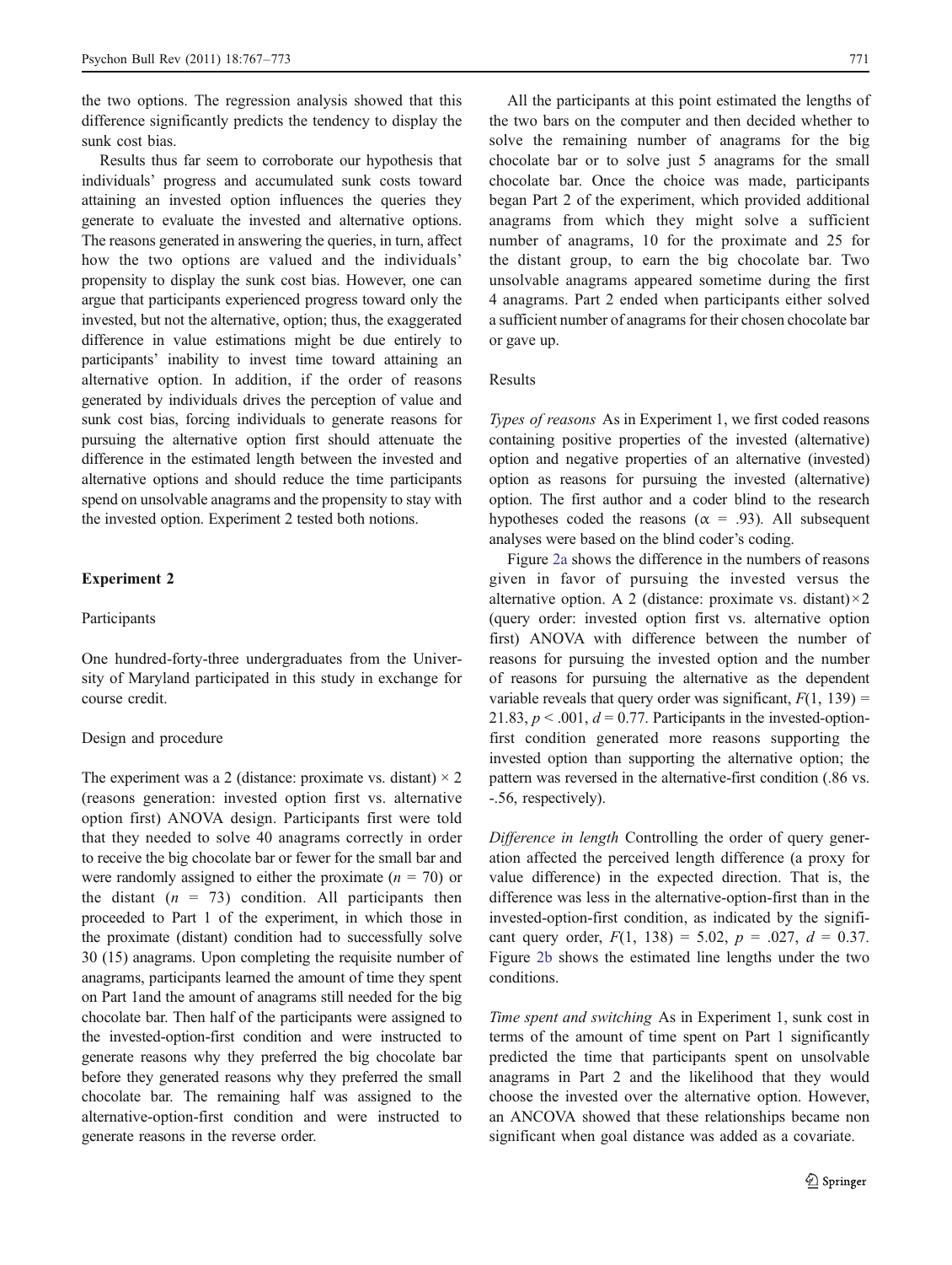the two options. The regression analysis showed that this difference significantly predicts the tendency to display the sunk cost bias.

Results thus far seem to corroborate our hypothesis that individuals' progress and accumulated sunk costs toward attaining an invested option influences the queries they generate to evaluate the invested and alternative options. The reasons generated in answering the queries, in turn, affect how the two options are valued and the individuals' propensity to display the sunk cost bias. However, one can argue that participants experienced progress toward only the invested, but not the alternative, option; thus, the exaggerated difference in value estimations might be due entirely to participants' inability to invest time toward attaining an alternative option. In addition, if the order of reasons generated by individuals drives the perception of value and sunk cost bias, forcing individuals to generate reasons for pursuing the alternative option first should attenuate the difference in the estimated length between the invested and alternative options and should reduce the time participants spend on unsolvable anagrams and the propensity to stay with the invested option. Experiment 2 tested both notions.

## Experiment 2

### Participants

One hundred-forty-three undergraduates from the University of Maryland participated in this study in exchange for course credit.

### Design and procedure

The experiment was a 2 (distance: proximate vs. distant) × 2 (reasons generation: invested option first vs. alternative option first) ANOVA design. Participants first were told that they needed to solve 40 anagrams correctly in order to receive the big chocolate bar or fewer for the small bar and were randomly assigned to either the proximate ($n = 70$) or the distant ($n = 73$) condition. All participants then proceeded to Part 1 of the experiment, in which those in the proximate (distant) condition had to successfully solve 30 (15) anagrams. Upon completing the requisite number of anagrams, participants learned the amount of time they spent on Part 1and the amount of anagrams still needed for the big chocolate bar. Then half of the participants were assigned to the invested-option-first condition and were instructed to generate reasons why they preferred the big chocolate bar before they generated reasons why they preferred the small chocolate bar. The remaining half was assigned to the alternative-option-first condition and were instructed to generate reasons in the reverse order.

All the participants at this point estimated the lengths of the two bars on the computer and then decided whether to solve the remaining number of anagrams for the big chocolate bar or to solve just 5 anagrams for the small chocolate bar. Once the choice was made, participants began Part 2 of the experiment, which provided additional anagrams from which they might solve a sufficient number of anagrams, 10 for the proximate and 25 for the distant group, to earn the big chocolate bar. Two unsolvable anagrams appeared sometime during the first 4 anagrams. Part 2 ended when participants either solved a sufficient number of anagrams for their chosen chocolate bar or gave up.

### Results

*Types of reasons* As in Experiment 1, we first coded reasons containing positive properties of the invested (alternative) option and negative properties of an alternative (invested) option as reasons for pursuing the invested (alternative) option. The first author and a coder blind to the research hypotheses coded the reasons ($\alpha = .93$). All subsequent analyses were based on the blind coder's coding.

Figure 2a shows the difference in the numbers of reasons given in favor of pursuing the invested versus the alternative option. A 2 (distance: proximate vs. distant)×2 (query order: invested option first vs. alternative option first) ANOVA with difference between the number of reasons for pursuing the invested option and the number of reasons for pursuing the alternative as the dependent variable reveals that query order was significant, $F(1, 139) = 21.83$, $p < .001$, $d = 0.77$. Participants in the invested-option-first condition generated more reasons supporting the invested option than supporting the alternative option; the pattern was reversed in the alternative-first condition (.86 vs. -.56, respectively).

*Difference in length* Controlling the order of query generation affected the perceived length difference (a proxy for value difference) in the expected direction. That is, the difference was less in the alternative-option-first than in the invested-option-first condition, as indicated by the significant query order, $F(1, 138) = 5.02$, $p = .027$, $d = 0.37$. Figure 2b shows the estimated line lengths under the two conditions.

*Time spent and switching* As in Experiment 1, sunk cost in terms of the amount of time spent on Part 1 significantly predicted the time that participants spent on unsolvable anagrams in Part 2 and the likelihood that they would choose the invested over the alternative option. However, an ANCOVA showed that these relationships became non significant when goal distance was added as a covariate.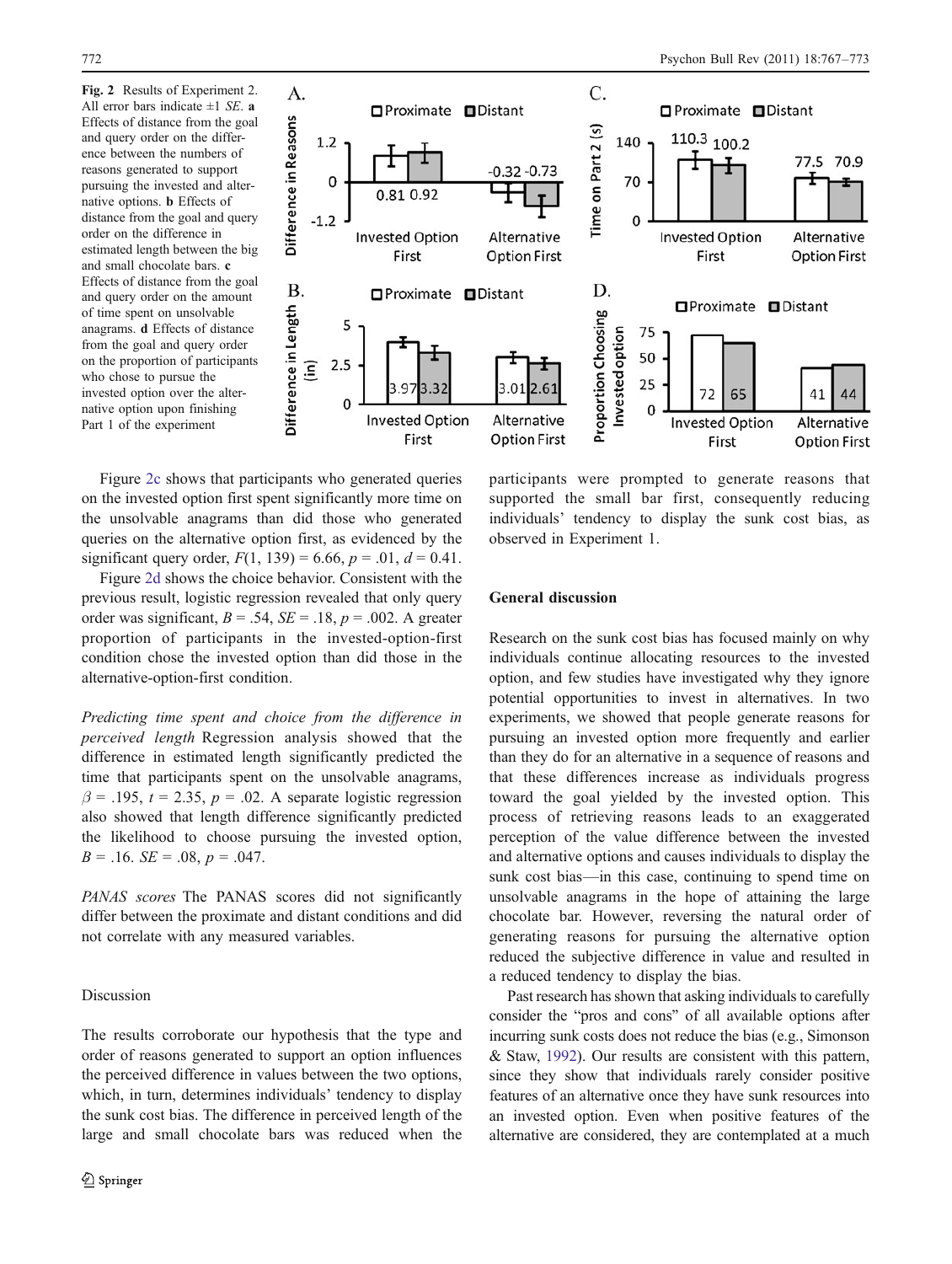Fig. 2 Results of Experiment 2. All error bars indicate ±1 *SE*. **a** Effects of distance from the goal and query order on the difference between the numbers of reasons generated to support pursuing the invested and alternative options. **b** Effects of distance from the goal and query order on the difference in estimated length between the big and small chocolate bars. **c** Effects of distance from the goal and query order on the amount of time spent on unsolvable anagrams. **d** Effects of distance from the goal and query order on the proportion of participants who chose to pursue the invested option over the alternative option upon finishing Part 1 of the experiment

A.
Proximate Distant
Difference in Reasons
1.2
0
-1.2
0.81 0.92
-0.32 -0.73
Invested Option First
Alternative Option First

B.
Proximate Distant
Difference in Length (in)
5
2.5
0
3.97 3.32
3.01 2.61
Invested Option First
Alternative Option First

C.
Proximate Distant
Time on Part 2 (s)
140
70
0
110.3 100.2
77.5 70.9
Invested Option First
Alternative Option First

D.
Proximate Distant
Proportion Choosing Invested option
75
50
25
0
72 65
41 44
Invested Option First
Alternative Option First

Figure 2c shows that participants who generated queries on the invested option first spent significantly more time on the unsolvable anagrams than did those who generated queries on the alternative option first, as evidenced by the significant query order, $F(1, 139) = 6.66$, $p = .01$, $d = 0.41$.

Figure 2d shows the choice behavior. Consistent with the previous result, logistic regression revealed that only query order was significant, $B = .54$, $SE = .18$, $p = .002$. A greater proportion of participants in the invested-option-first condition chose the invested option than did those in the alternative-option-first condition.

*Predicting time spent and choice from the difference in perceived length* Regression analysis showed that the difference in estimated length significantly predicted the time that participants spent on the unsolvable anagrams, $\beta = .195$, $t = 2.35$, $p = .02$. A separate logistic regression also showed that length difference significantly predicted the likelihood to choose pursuing the invested option, $B = .16$. $SE = .08$, $p = .047$.

*PANAS scores* The PANAS scores did not significantly differ between the proximate and distant conditions and did not correlate with any measured variables.

### Discussion

The results corroborate our hypothesis that the type and order of reasons generated to support an option influences the perceived difference in values between the two options, which, in turn, determines individuals' tendency to display the sunk cost bias. The difference in perceived length of the large and small chocolate bars was reduced when the participants were prompted to generate reasons that supported the small bar first, consequently reducing individuals' tendency to display the sunk cost bias, as observed in Experiment 1.

## General discussion

Research on the sunk cost bias has focused mainly on why individuals continue allocating resources to the invested option, and few studies have investigated why they ignore potential opportunities to invest in alternatives. In two experiments, we showed that people generate reasons for pursuing an invested option more frequently and earlier than they do for an alternative in a sequence of reasons and that these differences increase as individuals progress toward the goal yielded by the invested option. This process of retrieving reasons leads to an exaggerated perception of the value difference between the invested and alternative options and causes individuals to display the sunk cost bias—in this case, continuing to spend time on unsolvable anagrams in the hope of attaining the large chocolate bar. However, reversing the natural order of generating reasons for pursuing the alternative option reduced the subjective difference in value and resulted in a reduced tendency to display the bias.

Past research has shown that asking individuals to carefully consider the "pros and cons" of all available options after incurring sunk costs does not reduce the bias (e.g., Simonson & Staw, 1992). Our results are consistent with this pattern, since they show that individuals rarely consider positive features of an alternative once they have sunk resources into an invested option. Even when positive features of the alternative are considered, they are contemplated at a much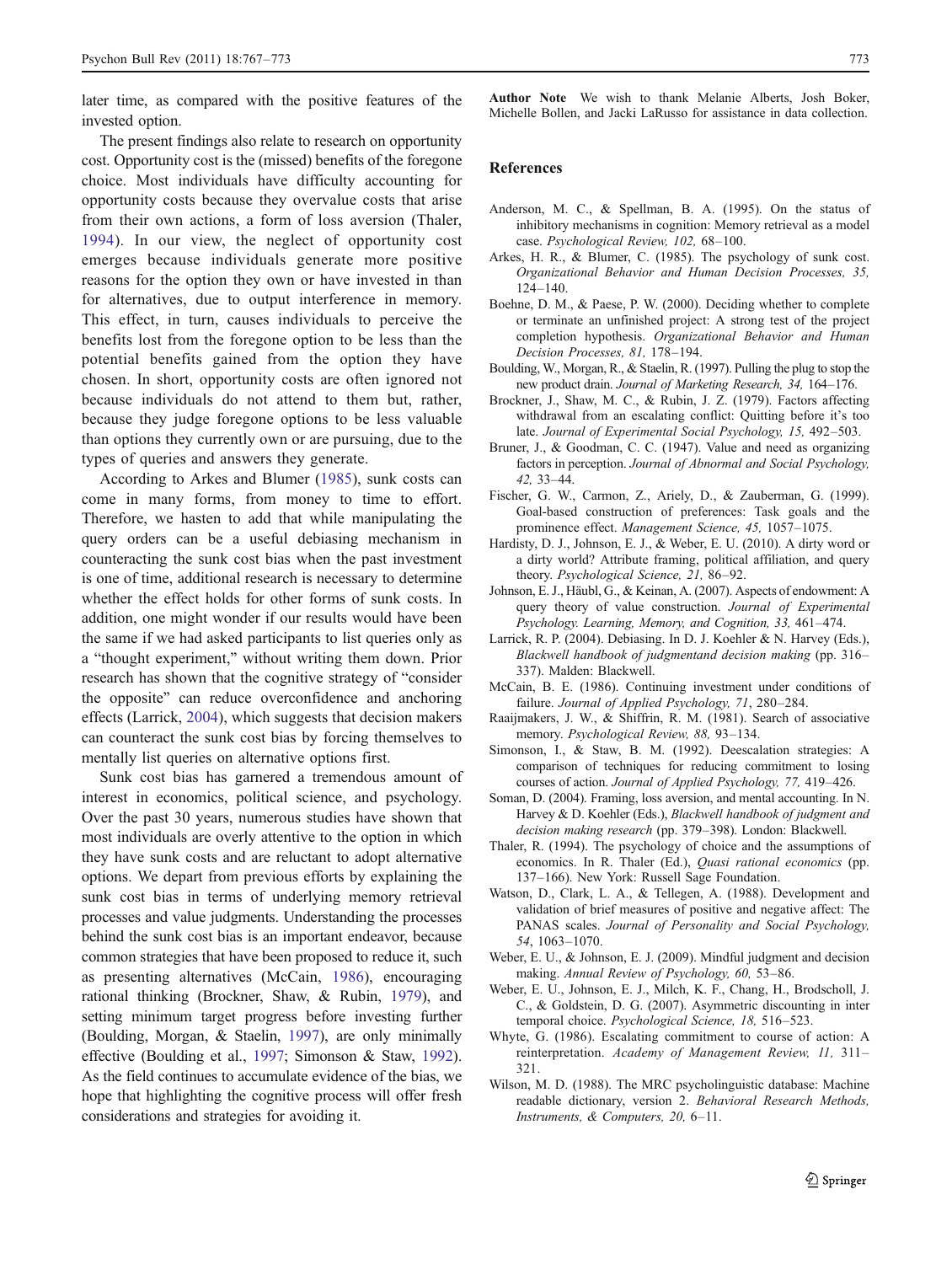later time, as compared with the positive features of the invested option.

The present findings also relate to research on opportunity cost. Opportunity cost is the (missed) benefits of the foregone choice. Most individuals have difficulty accounting for opportunity costs because they overvalue costs that arise from their own actions, a form of loss aversion (Thaler, 1994). In our view, the neglect of opportunity cost emerges because individuals generate more positive reasons for the option they own or have invested in than for alternatives, due to output interference in memory. This effect, in turn, causes individuals to perceive the benefits lost from the foregone option to be less than the potential benefits gained from the option they have chosen. In short, opportunity costs are often ignored not because individuals do not attend to them but, rather, because they judge foregone options to be less valuable than options they currently own or are pursuing, due to the types of queries and answers they generate.

According to Arkes and Blumer (1985), sunk costs can come in many forms, from money to time to effort. Therefore, we hasten to add that while manipulating the query orders can be a useful debiasing mechanism in counteracting the sunk cost bias when the past investment is one of time, additional research is necessary to determine whether the effect holds for other forms of sunk costs. In addition, one might wonder if our results would have been the same if we had asked participants to list queries only as a "thought experiment," without writing them down. Prior research has shown that the cognitive strategy of "consider the opposite" can reduce overconfidence and anchoring effects (Larrick, 2004), which suggests that decision makers can counteract the sunk cost bias by forcing themselves to mentally list queries on alternative options first.

Sunk cost bias has garnered a tremendous amount of interest in economics, political science, and psychology. Over the past 30 years, numerous studies have shown that most individuals are overly attentive to the option in which they have sunk costs and are reluctant to adopt alternative options. We depart from previous efforts by explaining the sunk cost bias in terms of underlying memory retrieval processes and value judgments. Understanding the processes behind the sunk cost bias is an important endeavor, because common strategies that have been proposed to reduce it, such as presenting alternatives (McCain, 1986), encouraging rational thinking (Brockner, Shaw, & Rubin, 1979), and setting minimum target progress before investing further (Boulding, Morgan, & Staelin, 1997), are only minimally effective (Boulding et al., 1997; Simonson & Staw, 1992). As the field continues to accumulate evidence of the bias, we hope that highlighting the cognitive process will offer fresh considerations and strategies for avoiding it.

**Author Note** We wish to thank Melanie Alberts, Josh Boker, Michelle Bollen, and Jacki LaRusso for assistance in data collection.

## References

Anderson, M. C., & Spellman, B. A. (1995). On the status of inhibitory mechanisms in cognition: Memory retrieval as a model case. *Psychological Review, 102,* 68–100.

Arkes, H. R., & Blumer, C. (1985). The psychology of sunk cost. *Organizational Behavior and Human Decision Processes, 35,* 124–140.

Boehne, D. M., & Paese, P. W. (2000). Deciding whether to complete or terminate an unfinished project: A strong test of the project completion hypothesis. *Organizational Behavior and Human Decision Processes, 81,* 178–194.

Boulding, W., Morgan, R., & Staelin, R. (1997). Pulling the plug to stop the new product drain. *Journal of Marketing Research, 34,* 164–176.

Brockner, J., Shaw, M. C., & Rubin, J. Z. (1979). Factors affecting withdrawal from an escalating conflict: Quitting before it's too late. *Journal of Experimental Social Psychology, 15,* 492–503.

Bruner, J., & Goodman, C. C. (1947). Value and need as organizing factors in perception. *Journal of Abnormal and Social Psychology, 42,* 33–44.

Fischer, G. W., Carmon, Z., Ariely, D., & Zauberman, G. (1999). Goal-based construction of preferences: Task goals and the prominence effect. *Management Science, 45,* 1057–1075.

Hardisty, D. J., Johnson, E. J., & Weber, E. U. (2010). A dirty word or a dirty world? Attribute framing, political affiliation, and query theory. *Psychological Science, 21,* 86–92.

Johnson, E. J., Häubl, G., & Keinan, A. (2007). Aspects of endowment: A query theory of value construction. *Journal of Experimental Psychology. Learning, Memory, and Cognition, 33,* 461–474.

Larrick, R. P. (2004). Debiasing. In D. J. Koehler & N. Harvey (Eds.), *Blackwell handbook of judgmentand decision making* (pp. 316–337). Malden: Blackwell.

McCain, B. E. (1986). Continuing investment under conditions of failure. *Journal of Applied Psychology, 71,* 280–284.

Raaijmakers, J. W., & Shiffrin, R. M. (1981). Search of associative memory. *Psychological Review, 88,* 93–134.

Simonson, I., & Staw, B. M. (1992). Deescalation strategies: A comparison of techniques for reducing commitment to losing courses of action. *Journal of Applied Psychology, 77,* 419–426.

Soman, D. (2004). Framing, loss aversion, and mental accounting. In N. Harvey & D. Koehler (Eds.), *Blackwell handbook of judgment and decision making research* (pp. 379–398). London: Blackwell.

Thaler, R. (1994). The psychology of choice and the assumptions of economics. In R. Thaler (Ed.), *Quasi rational economics* (pp. 137–166). New York: Russell Sage Foundation.

Watson, D., Clark, L. A., & Tellegen, A. (1988). Development and validation of brief measures of positive and negative affect: The PANAS scales. *Journal of Personality and Social Psychology, 54*, 1063–1070.

Weber, E. U., & Johnson, E. J. (2009). Mindful judgment and decision making. *Annual Review of Psychology, 60,* 53–86.

Weber, E. U., Johnson, E. J., Milch, K. F., Chang, H., Brodscholl, J. C., & Goldstein, D. G. (2007). Asymmetric discounting in inter temporal choice. *Psychological Science, 18,* 516–523.

Whyte, G. (1986). Escalating commitment to course of action: A reinterpretation. *Academy of Management Review, 11,* 311–321.

Wilson, M. D. (1988). The MRC psycholinguistic database: Machine readable dictionary, version 2. *Behavioral Research Methods, Instruments, & Computers, 20,* 6–11.